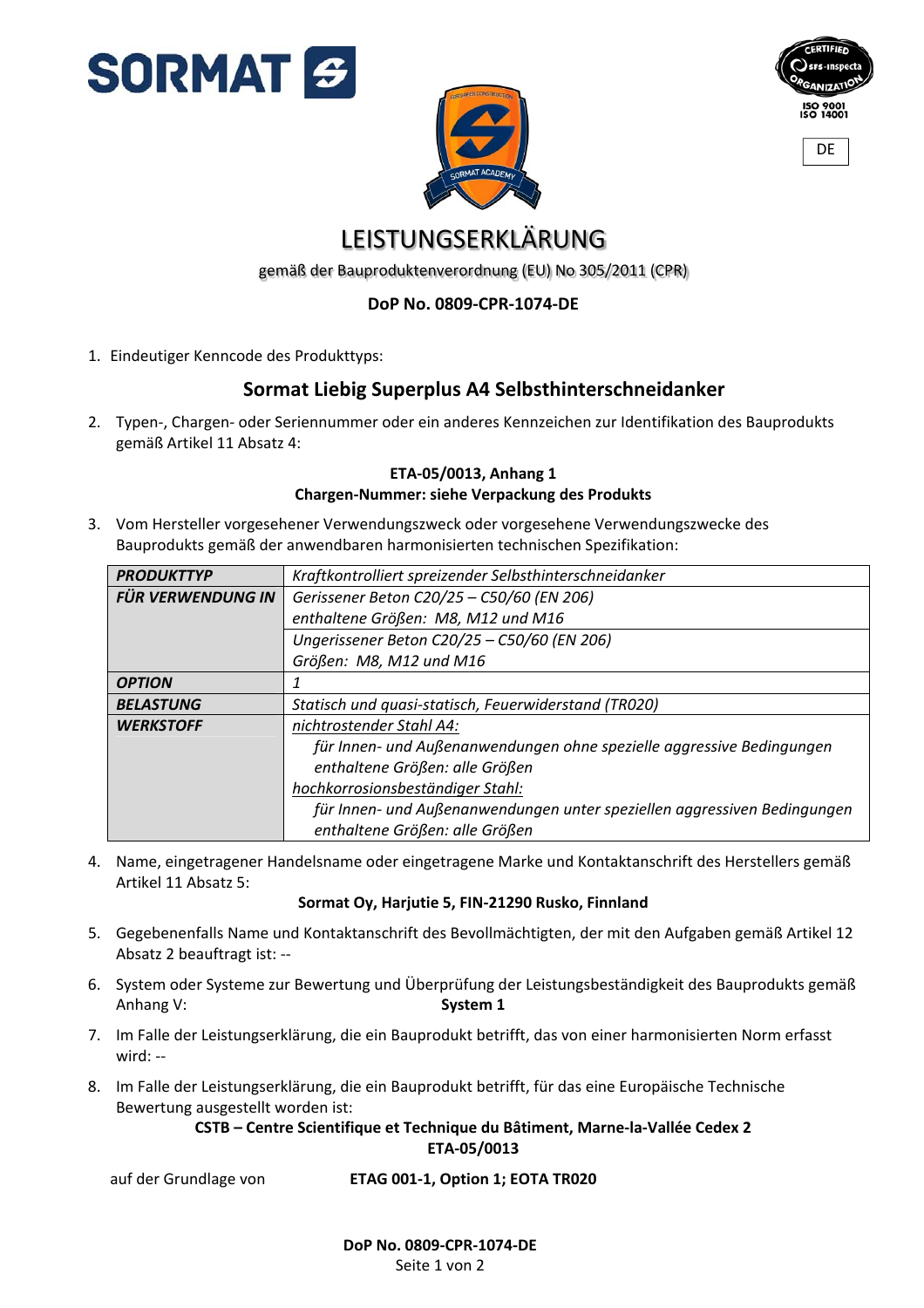DE

# LEISTUNGSERKLÄRUNG

gemäß der Bauproduktenverordnung (EU) No 305/2011 (CPR)

**DoP No. 0809-CPR-1074-DE**

1. Eindeutiger Kenncode des Produkttyps:

## Sormat Liebig Superplus A4 Selbsthinterschneidanker

2. Typen-, Chargen- oder Seriennummer oder ein anderes Kennzeichen zur Identifikation des Bauprodukts gemäß Artikel 11 Absatz 4:

**ETA-05/0013, Anhang 1**
**Chargen-Nummer: siehe Verpackung des Produkts**

3. Vom Hersteller vorgesehener Verwendungszweck oder vorgesehene Verwendungszwecke des Bauprodukts gemäß der anwendbaren harmonisierten technischen Spezifikation:

| | |
|---|---|
| ***PRODUKTTYP*** | *Kraftkontrolliert spreizender Selbsthinterschneidanker* |
| ***FÜR VERWENDUNG IN*** | *Gerissener Beton C20/25 – C50/60 (EN 206)* <br> *enthaltene Größen: M8, M12 und M16* |
| | *Ungerissener Beton C20/25 – C50/60 (EN 206)* <br> *Größen: M8, M12 und M16* |
| ***OPTION*** | *1* |
| ***BELASTUNG*** | *Statisch und quasi-statisch, Feuerwiderstand (TR020)* |
| ***WERKSTOFF*** | *nichtrostender Stahl A4:* <br> *für Innen- und Außenanwendungen ohne spezielle aggressive Bedingungen* <br> *enthaltene Größen: alle Größen* <br> *hochkorrosionsbeständiger Stahl:* <br> *für Innen- und Außenanwendungen unter speziellen aggressiven Bedingungen* <br> *enthaltene Größen: alle Größen* |

4. Name, eingetragener Handelsname oder eingetragene Marke und Kontaktanschrift des Herstellers gemäß Artikel 11 Absatz 5:

**Sormat Oy, Harjutie 5, FIN-21290 Rusko, Finnland**

5. Gegebenenfalls Name und Kontaktanschrift des Bevollmächtigten, der mit den Aufgaben gemäß Artikel 12 Absatz 2 beauftragt ist: --

6. System oder Systeme zur Bewertung und Überprüfung der Leistungsbeständigkeit des Bauprodukts gemäß Anhang V: **System 1**

7. Im Falle der Leistungserklärung, die ein Bauprodukt betrifft, das von einer harmonisierten Norm erfasst wird: --

8. Im Falle der Leistungserklärung, die ein Bauprodukt betrifft, für das eine Europäische Technische Bewertung ausgestellt worden ist:

**CSTB – Centre Scientifique et Technique du Bâtiment, Marne-la-Vallée Cedex 2**
**ETA-05/0013**

auf der Grundlage von **ETAG 001-1, Option 1; EOTA TR020**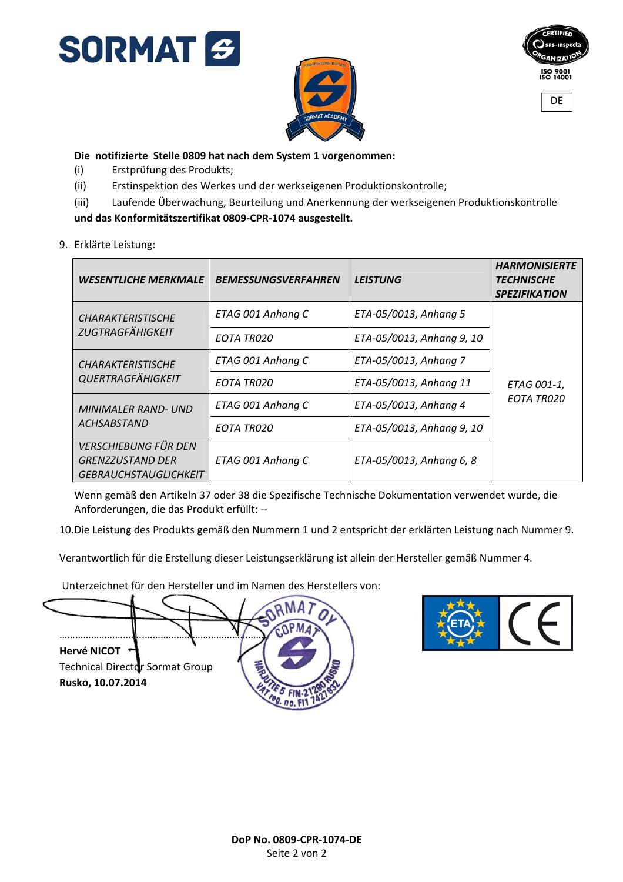**Die notifizierte Stelle 0809 hat nach dem System 1 vorgenommen:**

(i) Erstprüfung des Produkts;

(ii) Erstinspektion des Werkes und der werkseigenen Produktionskontrolle;

(iii) Laufende Überwachung, Beurteilung und Anerkennung der werkseigenen Produktionskontrolle

**und das Konformitätszertifikat 0809-CPR-1074 ausgestellt.**

9. Erklärte Leistung:

| ***WESENTLICHE MERKMALE*** | ***BEMESSUNGSVERFAHREN*** | ***LEISTUNG*** | ***HARMONISIERTE TECHNISCHE SPEZIFIKATION*** |
|---|---|---|---|
| *CHARAKTERISTISCHE ZUGTRAGFÄHIGKEIT* | *ETAG 001 Anhang C* | *ETA-05/0013, Anhang 5* | *ETAG 001-1, EOTA TR020* |
| | *EOTA TR020* | *ETA-05/0013, Anhang 9, 10* | |
| *CHARAKTERISTISCHE QUERTRAGFÄHIGKEIT* | *ETAG 001 Anhang C* | *ETA-05/0013, Anhang 7* | |
| | *EOTA TR020* | *ETA-05/0013, Anhang 11* | |
| *MINIMALER RAND- UND ACHSABSTAND* | *ETAG 001 Anhang C* | *ETA-05/0013, Anhang 4* | |
| | *EOTA TR020* | *ETA-05/0013, Anhang 9, 10* | |
| *VERSCHIEBUNG FÜR DEN GRENZZUSTAND DER GEBRAUCHSTAUGLICHKEIT* | *ETAG 001 Anhang C* | *ETA-05/0013, Anhang 6, 8* | |

Wenn gemäß den Artikeln 37 oder 38 die Spezifische Technische Dokumentation verwendet wurde, die Anforderungen, die das Produkt erfüllt: --

10. Die Leistung des Produkts gemäß den Nummern 1 und 2 entspricht der erklärten Leistung nach Nummer 9.

Verantwortlich für die Erstellung dieser Leistungserklärung ist allein der Hersteller gemäß Nummer 4.

Unterzeichnet für den Hersteller und im Namen des Herstellers von:

……………………………………………………………………

**Hervé NICOT**

Technical Director Sormat Group

**Rusko, 10.07.2014**

**DoP No. 0809-CPR-1074-DE**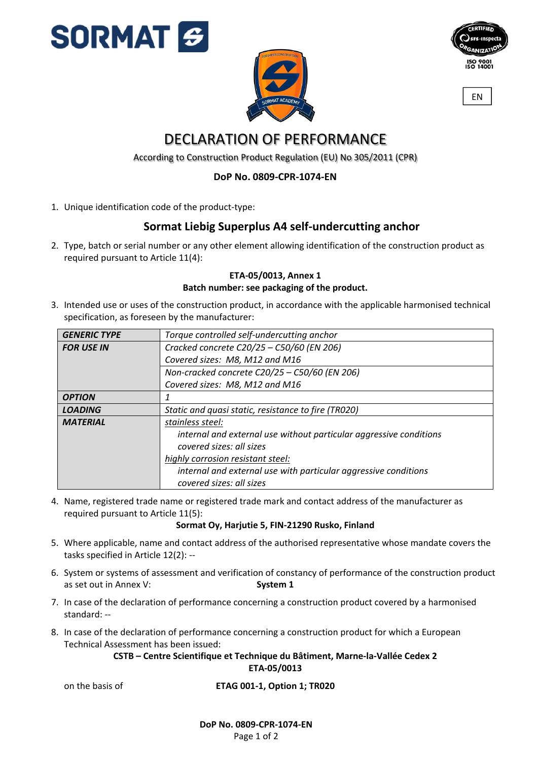# DECLARATION OF PERFORMANCE

According to Construction Product Regulation (EU) No 305/2011 (CPR)

**DoP No. 0809-CPR-1074-EN**

1. Unique identification code of the product-type:

## Sormat Liebig Superplus A4 self-undercutting anchor

2. Type, batch or serial number or any other element allowing identification of the construction product as required pursuant to Article 11(4):

**ETA-05/0013, Annex 1**
**Batch number: see packaging of the product.**

3. Intended use or uses of the construction product, in accordance with the applicable harmonised technical specification, as foreseen by the manufacturer:

| | |
|---|---|
| ***GENERIC TYPE*** | *Torque controlled self-undercutting anchor* |
| ***FOR USE IN*** | *Cracked concrete C20/25 – C50/60 (EN 206)*<br>*Covered sizes: M8, M12 and M16* |
| | *Non-cracked concrete C20/25 – C50/60 (EN 206)*<br>*Covered sizes: M8, M12 and M16* |
| ***OPTION*** | *1* |
| ***LOADING*** | *Static and quasi static, resistance to fire (TR020)* |
| ***MATERIAL*** | *stainless steel:*<br>*internal and external use without particular aggressive conditions*<br>*covered sizes: all sizes*<br>*highly corrosion resistant steel:*<br>*internal and external use with particular aggressive conditions*<br>*covered sizes: all sizes* |

4. Name, registered trade name or registered trade mark and contact address of the manufacturer as required pursuant to Article 11(5):

**Sormat Oy, Harjutie 5, FIN-21290 Rusko, Finland**

5. Where applicable, name and contact address of the authorised representative whose mandate covers the tasks specified in Article 12(2): --

6. System or systems of assessment and verification of constancy of performance of the construction product as set out in Annex V: **System 1**

7. In case of the declaration of performance concerning a construction product covered by a harmonised standard: --

8. In case of the declaration of performance concerning a construction product for which a European Technical Assessment has been issued:

**CSTB – Centre Scientifique et Technique du Bâtiment, Marne-la-Vallée Cedex 2**
**ETA-05/0013**

on the basis of **ETAG 001-1, Option 1; TR020**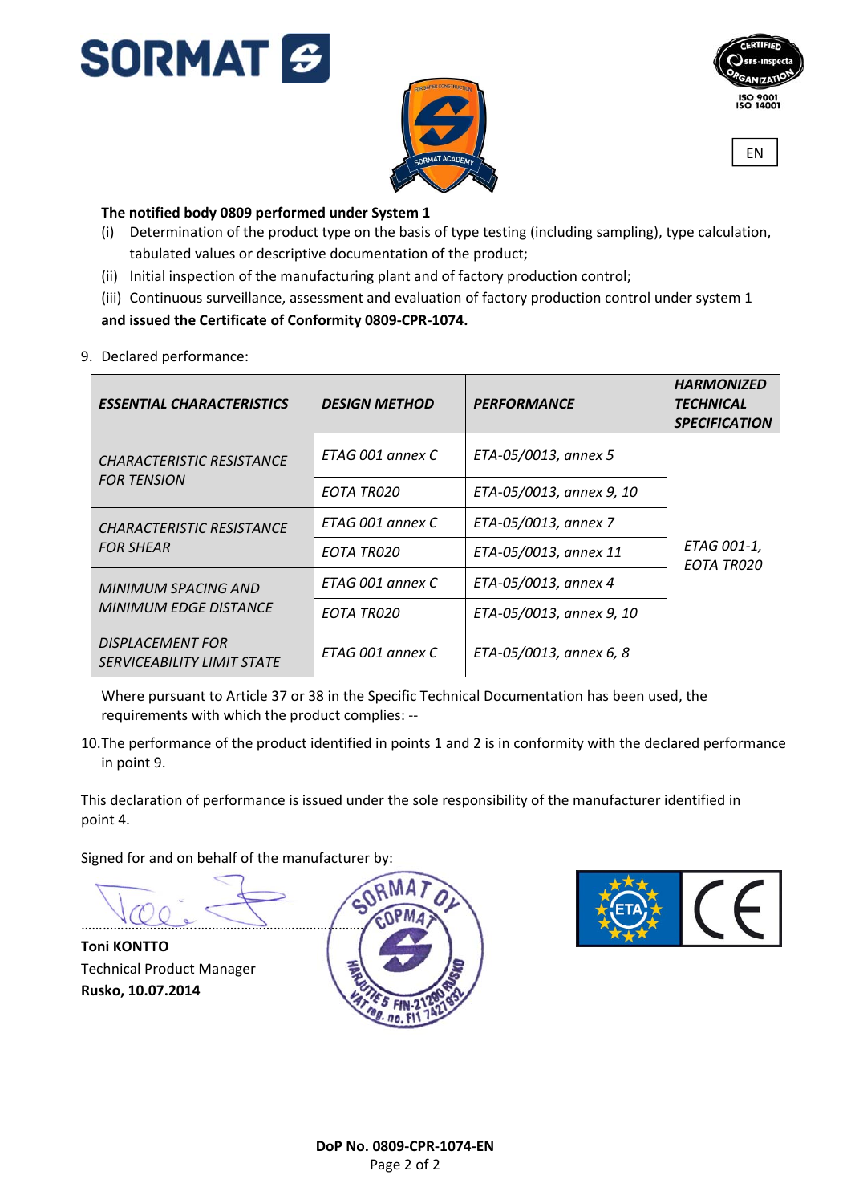EN

**The notified body 0809 performed under System 1**

(i) Determination of the product type on the basis of type testing (including sampling), type calculation, tabulated values or descriptive documentation of the product;

(ii) Initial inspection of the manufacturing plant and of factory production control;

(iii) Continuous surveillance, assessment and evaluation of factory production control under system 1

**and issued the Certificate of Conformity 0809-CPR-1074.**

9. Declared performance:

| ***ESSENTIAL CHARACTERISTICS*** | ***DESIGN METHOD*** | ***PERFORMANCE*** | ***HARMONIZED TECHNICAL SPECIFICATION*** |
|---|---|---|---|
| *CHARACTERISTIC RESISTANCE FOR TENSION* | *ETAG 001 annex C* | *ETA-05/0013, annex 5* | *ETAG 001-1, EOTA TR020* |
| | *EOTA TR020* | *ETA-05/0013, annex 9, 10* | |
| *CHARACTERISTIC RESISTANCE FOR SHEAR* | *ETAG 001 annex C* | *ETA-05/0013, annex 7* | |
| | *EOTA TR020* | *ETA-05/0013, annex 11* | |
| *MINIMUM SPACING AND MINIMUM EDGE DISTANCE* | *ETAG 001 annex C* | *ETA-05/0013, annex 4* | |
| | *EOTA TR020* | *ETA-05/0013, annex 9, 10* | |
| *DISPLACEMENT FOR SERVICEABILITY LIMIT STATE* | *ETAG 001 annex C* | *ETA-05/0013, annex 6, 8* | |

Where pursuant to Article 37 or 38 in the Specific Technical Documentation has been used, the requirements with which the product complies: --

10. The performance of the product identified in points 1 and 2 is in conformity with the declared performance in point 9.

This declaration of performance is issued under the sole responsibility of the manufacturer identified in point 4.

Signed for and on behalf of the manufacturer by:

**Toni KONTTO**
Technical Product Manager
**Rusko, 10.07.2014**

**DoP No. 0809-CPR-1074-EN**